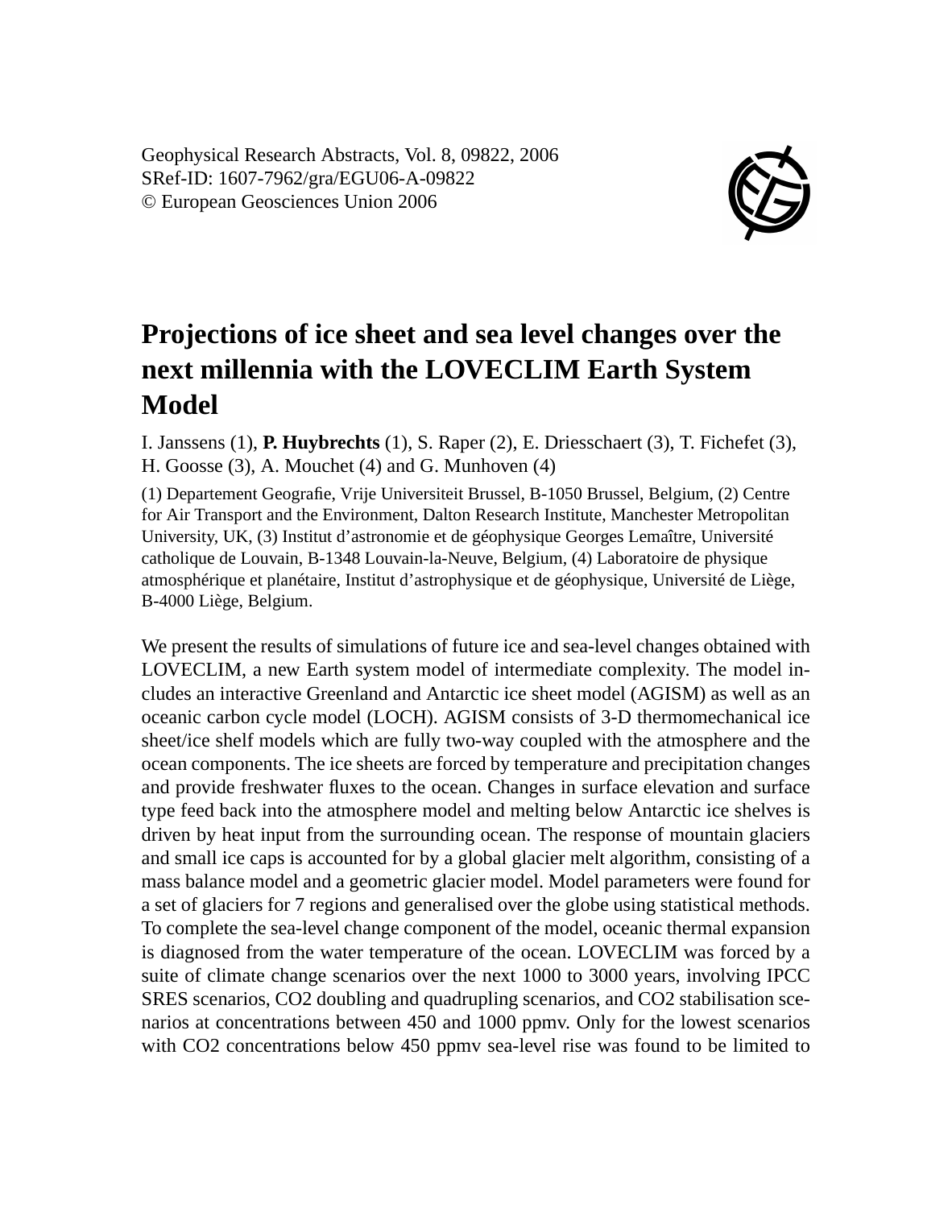Geophysical Research Abstracts, Vol. 8, 09822, 2006
SRef-ID: 1607-7962/gra/EGU06-A-09822
© European Geosciences Union 2006

# Projections of ice sheet and sea level changes over the next millennia with the LOVECLIM Earth System Model

I. Janssens (1), **P. Huybrechts** (1), S. Raper (2), E. Driesschaert (3), T. Fichefet (3), H. Goosse (3), A. Mouchet (4) and G. Munhoven (4)

(1) Departement Geografie, Vrije Universiteit Brussel, B-1050 Brussel, Belgium, (2) Centre for Air Transport and the Environment, Dalton Research Institute, Manchester Metropolitan University, UK, (3) Institut d'astronomie et de géophysique Georges Lemaître, Université catholique de Louvain, B-1348 Louvain-la-Neuve, Belgium, (4) Laboratoire de physique atmosphérique et planétaire, Institut d'astrophysique et de géophysique, Université de Liège, B-4000 Liège, Belgium.

We present the results of simulations of future ice and sea-level changes obtained with LOVECLIM, a new Earth system model of intermediate complexity. The model includes an interactive Greenland and Antarctic ice sheet model (AGISM) as well as an oceanic carbon cycle model (LOCH). AGISM consists of 3-D thermomechanical ice sheet/ice shelf models which are fully two-way coupled with the atmosphere and the ocean components. The ice sheets are forced by temperature and precipitation changes and provide freshwater fluxes to the ocean. Changes in surface elevation and surface type feed back into the atmosphere model and melting below Antarctic ice shelves is driven by heat input from the surrounding ocean. The response of mountain glaciers and small ice caps is accounted for by a global glacier melt algorithm, consisting of a mass balance model and a geometric glacier model. Model parameters were found for a set of glaciers for 7 regions and generalised over the globe using statistical methods. To complete the sea-level change component of the model, oceanic thermal expansion is diagnosed from the water temperature of the ocean. LOVECLIM was forced by a suite of climate change scenarios over the next 1000 to 3000 years, involving IPCC SRES scenarios, $CO_2$ doubling and quadrupling scenarios, and $CO_2$ stabilisation scenarios at concentrations between 450 and 1000 ppmv. Only for the lowest scenarios with $CO_2$ concentrations below 450 ppmv sea-level rise was found to be limited to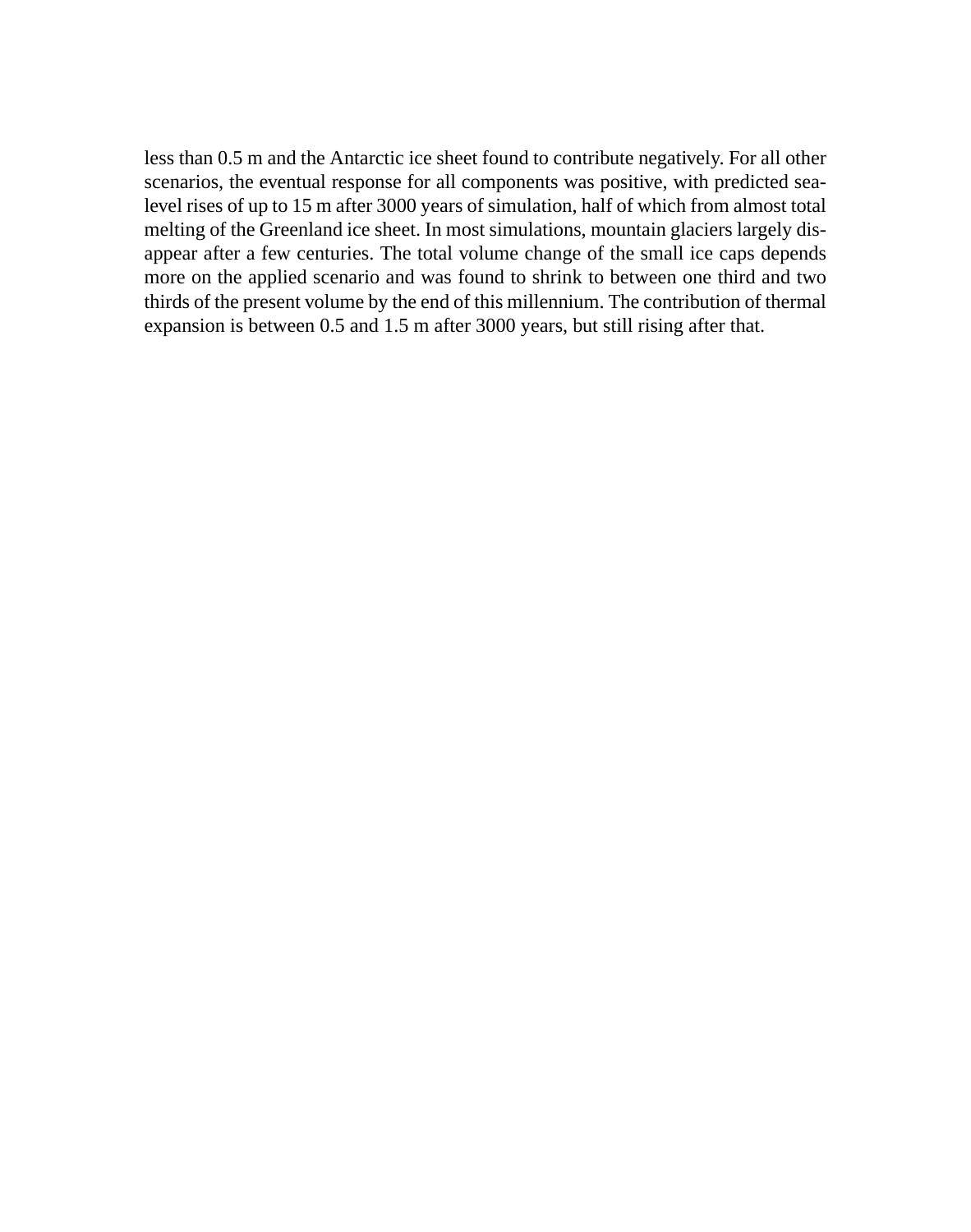less than 0.5 m and the Antarctic ice sheet found to contribute negatively. For all other scenarios, the eventual response for all components was positive, with predicted sea-level rises of up to 15 m after 3000 years of simulation, half of which from almost total melting of the Greenland ice sheet. In most simulations, mountain glaciers largely disappear after a few centuries. The total volume change of the small ice caps depends more on the applied scenario and was found to shrink to between one third and two thirds of the present volume by the end of this millennium. The contribution of thermal expansion is between 0.5 and 1.5 m after 3000 years, but still rising after that.